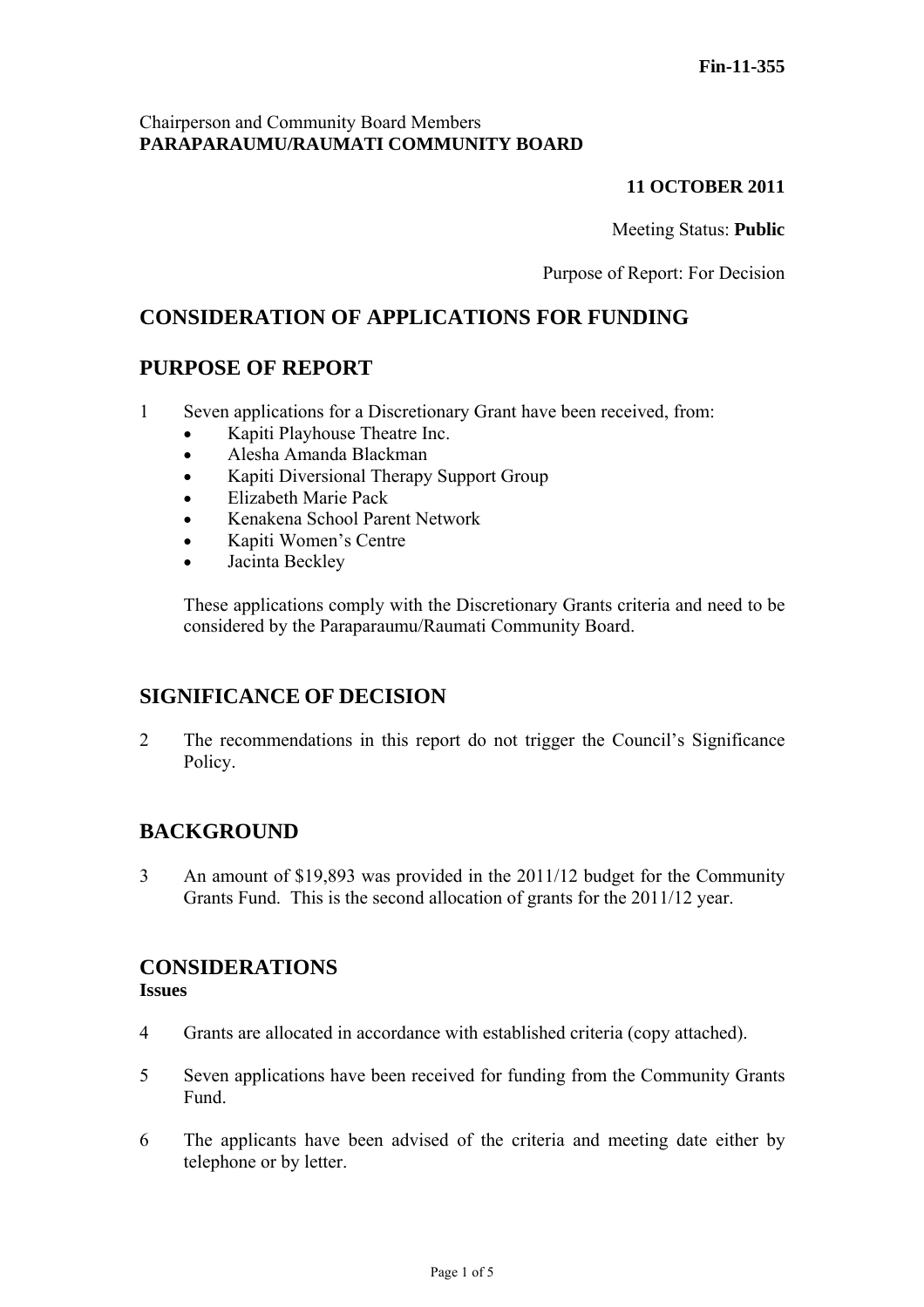Fin-11-355

Chairperson and Community Board Members
**PARAPARAUMU/RAUMATI COMMUNITY BOARD**

**11 OCTOBER 2011**

Meeting Status: **Public**

Purpose of Report: For Decision

## CONSIDERATION OF APPLICATIONS FOR FUNDING

## PURPOSE OF REPORT

1 Seven applications for a Discretionary Grant have been received, from:

- Kapiti Playhouse Theatre Inc.
- Alesha Amanda Blackman
- Kapiti Diversional Therapy Support Group
- Elizabeth Marie Pack
- Kenakena School Parent Network
- Kapiti Women's Centre
- Jacinta Beckley

These applications comply with the Discretionary Grants criteria and need to be considered by the Paraparaumu/Raumati Community Board.

## SIGNIFICANCE OF DECISION

2 The recommendations in this report do not trigger the Council's Significance Policy.

## BACKGROUND

3 An amount of $19,893 was provided in the 2011/12 budget for the Community Grants Fund. This is the second allocation of grants for the 2011/12 year.

## CONSIDERATIONS

### Issues

4 Grants are allocated in accordance with established criteria (copy attached).

5 Seven applications have been received for funding from the Community Grants Fund.

6 The applicants have been advised of the criteria and meeting date either by telephone or by letter.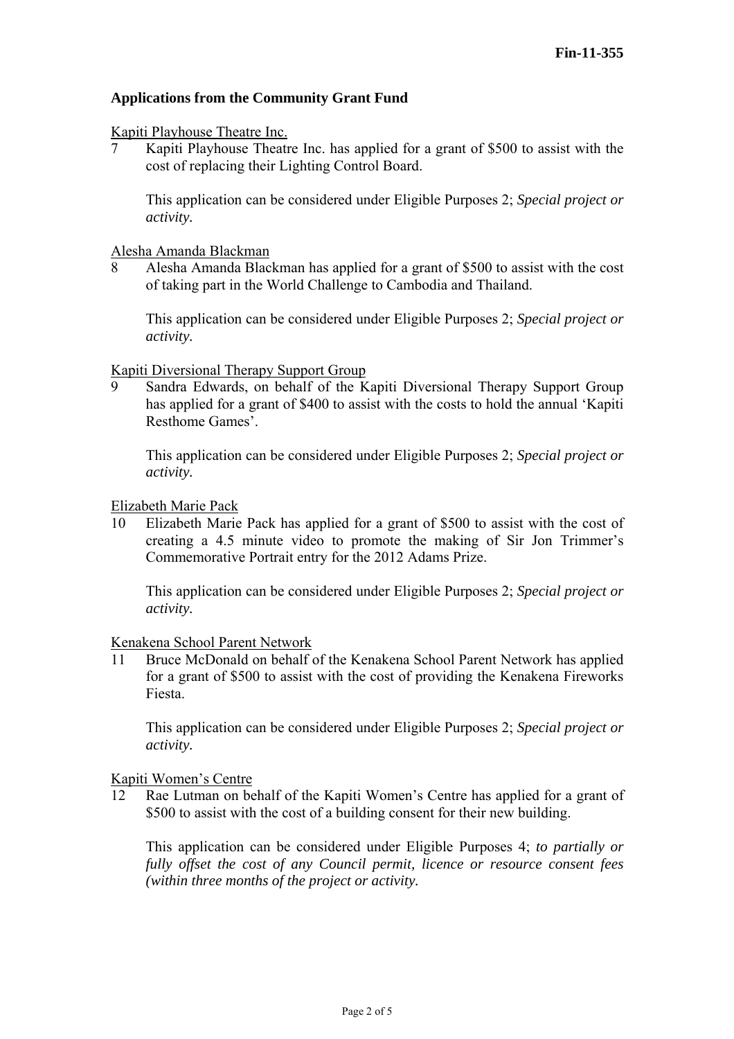**Applications from the Community Grant Fund**

Kapiti Playhouse Theatre Inc.

7 Kapiti Playhouse Theatre Inc. has applied for a grant of $500 to assist with the cost of replacing their Lighting Control Board.

This application can be considered under Eligible Purposes 2; *Special project or activity.*

Alesha Amanda Blackman

8 Alesha Amanda Blackman has applied for a grant of $500 to assist with the cost of taking part in the World Challenge to Cambodia and Thailand.

This application can be considered under Eligible Purposes 2; *Special project or activity.*

Kapiti Diversional Therapy Support Group

9 Sandra Edwards, on behalf of the Kapiti Diversional Therapy Support Group has applied for a grant of $400 to assist with the costs to hold the annual 'Kapiti Resthome Games'.

This application can be considered under Eligible Purposes 2; *Special project or activity.*

Elizabeth Marie Pack

10 Elizabeth Marie Pack has applied for a grant of $500 to assist with the cost of creating a 4.5 minute video to promote the making of Sir Jon Trimmer's Commemorative Portrait entry for the 2012 Adams Prize.

This application can be considered under Eligible Purposes 2; *Special project or activity.*

Kenakena School Parent Network

11 Bruce McDonald on behalf of the Kenakena School Parent Network has applied for a grant of $500 to assist with the cost of providing the Kenakena Fireworks Fiesta.

This application can be considered under Eligible Purposes 2; *Special project or activity.*

Kapiti Women's Centre

12 Rae Lutman on behalf of the Kapiti Women's Centre has applied for a grant of $500 to assist with the cost of a building consent for their new building.

This application can be considered under Eligible Purposes 4; *to partially or fully offset the cost of any Council permit, licence or resource consent fees (within three months of the project or activity.*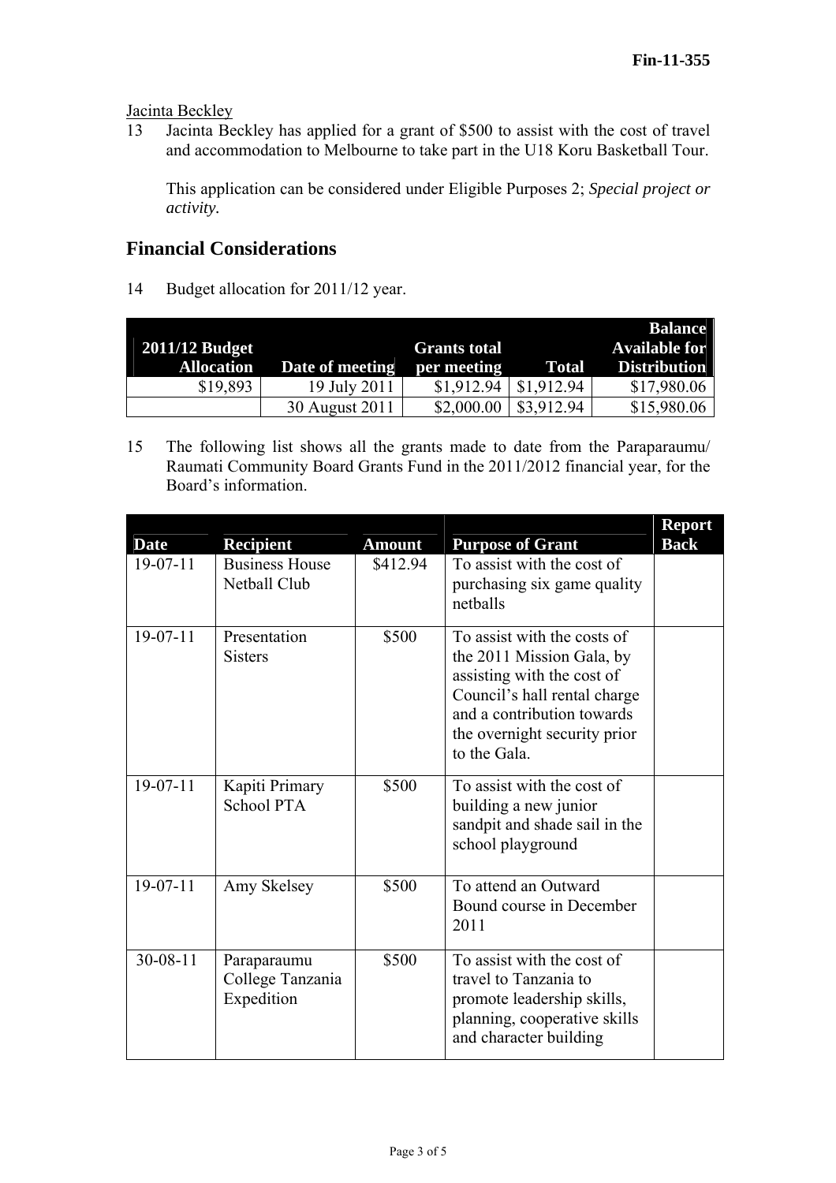Fin-11-355

Jacinta Beckley

13 Jacinta Beckley has applied for a grant of $500 to assist with the cost of travel and accommodation to Melbourne to take part in the U18 Koru Basketball Tour.

This application can be considered under Eligible Purposes 2; *Special project or activity.*

## Financial Considerations

14 Budget allocation for 2011/12 year.

| 2011/12 Budget Allocation | Date of meeting | Grants total per meeting | Total | Balance Available for Distribution |
|---|---|---|---|---|
| $19,893 | 19 July 2011 | $1,912.94 | $1,912.94 | $17,980.06 |
| | 30 August 2011 | $2,000.00 | $3,912.94 | $15,980.06 |

15 The following list shows all the grants made to date from the Paraparaumu/ Raumati Community Board Grants Fund in the 2011/2012 financial year, for the Board's information.

| Date | Recipient | Amount | Purpose of Grant | Report Back |
|---|---|---|---|---|
| 19-07-11 | Business House Netball Club | $412.94 | To assist with the cost of purchasing six game quality netballs | |
| 19-07-11 | Presentation Sisters | $500 | To assist with the costs of the 2011 Mission Gala, by assisting with the cost of Council's hall rental charge and a contribution towards the overnight security prior to the Gala. | |
| 19-07-11 | Kapiti Primary School PTA | $500 | To assist with the cost of building a new junior sandpit and shade sail in the school playground | |
| 19-07-11 | Amy Skelsey | $500 | To attend an Outward Bound course in December 2011 | |
| 30-08-11 | Paraparaumu College Tanzania Expedition | $500 | To assist with the cost of travel to Tanzania to promote leadership skills, planning, cooperative skills and character building | |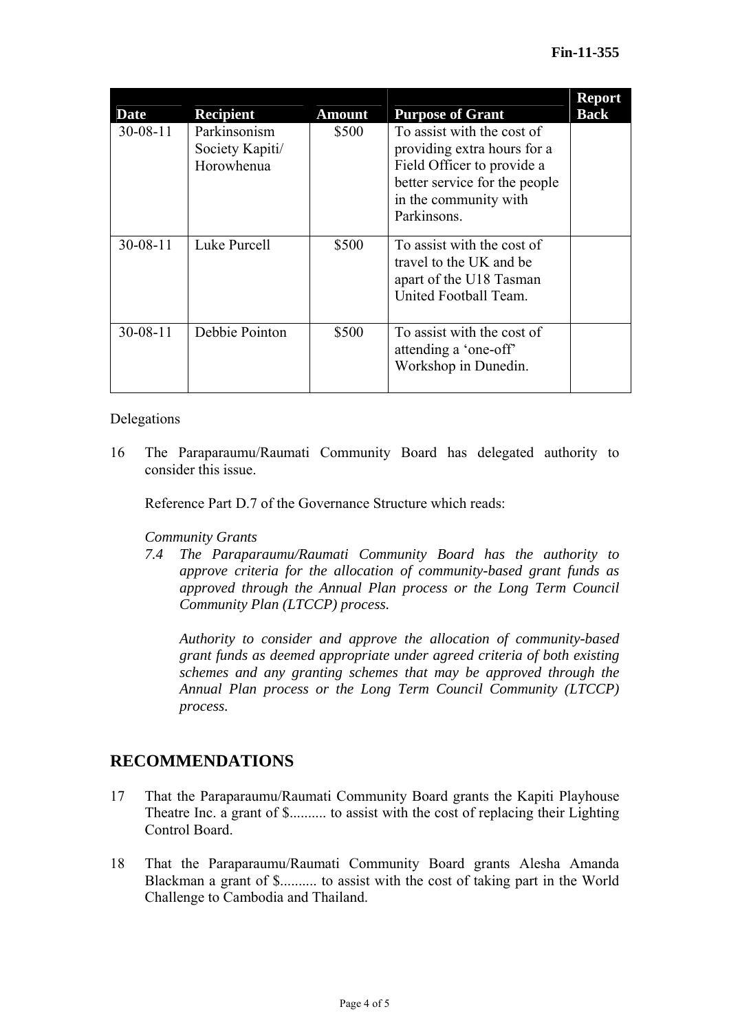| Date | Recipient | Amount | Purpose of Grant | Report Back |
|---|---|---|---|---|
| 30-08-11 | Parkinsonism Society Kapiti/ Horowhenua | \$500 | To assist with the cost of providing extra hours for a Field Officer to provide a better service for the people in the community with Parkinsons. | |
| 30-08-11 | Luke Purcell | \$500 | To assist with the cost of travel to the UK and be apart of the U18 Tasman United Football Team. | |
| 30-08-11 | Debbie Pointon | \$500 | To assist with the cost of attending a 'one-off' Workshop in Dunedin. | |

Delegations

16 The Paraparaumu/Raumati Community Board has delegated authority to consider this issue.

Reference Part D.7 of the Governance Structure which reads:

*Community Grants*

*7.4 The Paraparaumu/Raumati Community Board has the authority to approve criteria for the allocation of community-based grant funds as approved through the Annual Plan process or the Long Term Council Community Plan (LTCCP) process.*

*Authority to consider and approve the allocation of community-based grant funds as deemed appropriate under agreed criteria of both existing schemes and any granting schemes that may be approved through the Annual Plan process or the Long Term Council Community (LTCCP) process.*

## RECOMMENDATIONS

17 That the Paraparaumu/Raumati Community Board grants the Kapiti Playhouse Theatre Inc. a grant of \$.......... to assist with the cost of replacing their Lighting Control Board.

18 That the Paraparaumu/Raumati Community Board grants Alesha Amanda Blackman a grant of \$.......... to assist with the cost of taking part in the World Challenge to Cambodia and Thailand.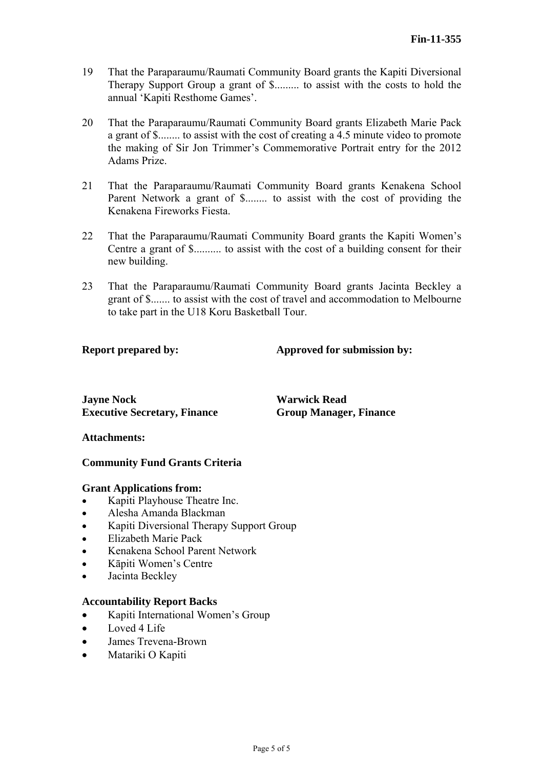19 That the Paraparaumu/Raumati Community Board grants the Kapiti Diversional Therapy Support Group a grant of $......... to assist with the costs to hold the annual 'Kapiti Resthome Games'.

20 That the Paraparaumu/Raumati Community Board grants Elizabeth Marie Pack a grant of $........ to assist with the cost of creating a 4.5 minute video to promote the making of Sir Jon Trimmer's Commemorative Portrait entry for the 2012 Adams Prize.

21 That the Paraparaumu/Raumati Community Board grants Kenakena School Parent Network a grant of $........ to assist with the cost of providing the Kenakena Fireworks Fiesta.

22 That the Paraparaumu/Raumati Community Board grants the Kapiti Women's Centre a grant of $.......... to assist with the cost of a building consent for their new building.

23 That the Paraparaumu/Raumati Community Board grants Jacinta Beckley a grant of $....... to assist with the cost of travel and accommodation to Melbourne to take part in the U18 Koru Basketball Tour.

| **Report prepared by:** | **Approved for submission by:** |
|---|---|
| **Jayne Nock** | **Warwick Read** |
| **Executive Secretary, Finance** | **Group Manager, Finance** |

**Attachments:**

**Community Fund Grants Criteria**

**Grant Applications from:**

- Kapiti Playhouse Theatre Inc.
- Alesha Amanda Blackman
- Kapiti Diversional Therapy Support Group
- Elizabeth Marie Pack
- Kenakena School Parent Network
- Kāpiti Women's Centre
- Jacinta Beckley

**Accountability Report Backs**

- Kapiti International Women's Group
- Loved 4 Life
- James Trevena-Brown
- Matariki O Kapiti